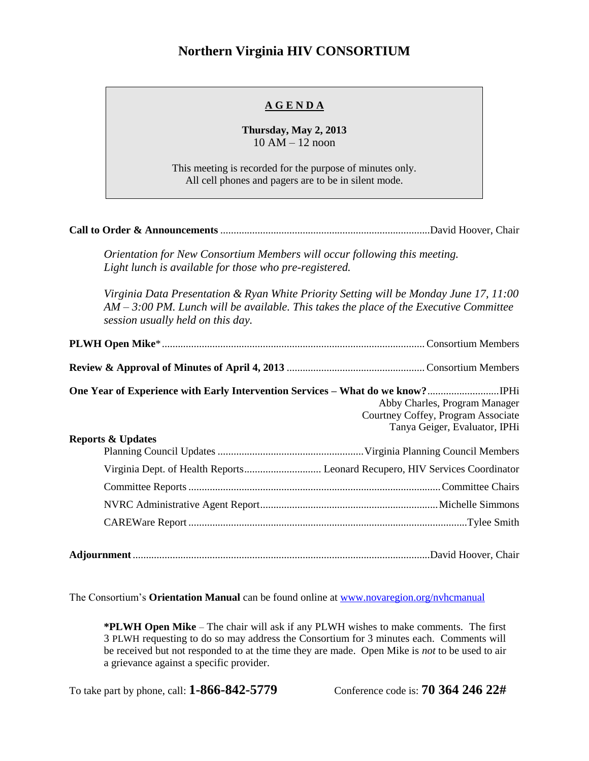# Northern Virginia HIV CONSORTIUM

**AGENDA**

**Thursday, May 2, 2013**
10 AM – 12 noon

This meeting is recorded for the purpose of minutes only.
All cell phones and pagers are to be in silent mode.

**Call to Order & Announcements** .......... David Hoover, Chair

*Orientation for New Consortium Members will occur following this meeting. Light lunch is available for those who pre-registered.*

*Virginia Data Presentation & Ryan White Priority Setting will be Monday June 17, 11:00 AM – 3:00 PM. Lunch will be available. This takes the place of the Executive Committee session usually held on this day.*

**PLWH Open Mike*** .......... Consortium Members

**Review & Approval of Minutes of April 4, 2013** .......... Consortium Members

**One Year of Experience with Early Intervention Services – What do we know?** .......... IPHi
Abby Charles, Program Manager
Courtney Coffey, Program Associate
Tanya Geiger, Evaluator, IPHi

**Reports & Updates**

- Planning Council Updates .......... Virginia Planning Council Members
- Virginia Dept. of Health Reports .......... Leonard Recupero, HIV Services Coordinator
- Committee Reports .......... Committee Chairs
- NVRC Administrative Agent Report .......... Michelle Simmons
- CAREWare Report .......... Tylee Smith

**Adjournment** .......... David Hoover, Chair

The Consortium's **Orientation Manual** can be found online at [www.novaregion.org/nvhcmanual](http://www.novaregion.org/nvhcmanual)

**\*PLWH Open Mike** – The chair will ask if any PLWH wishes to make comments. The first 3 PLWH requesting to do so may address the Consortium for 3 minutes each. Comments will be received but not responded to at the time they are made. Open Mike is *not* to be used to air a grievance against a specific provider.

To take part by phone, call: **1-866-842-5779** Conference code is: **70 364 246 22#**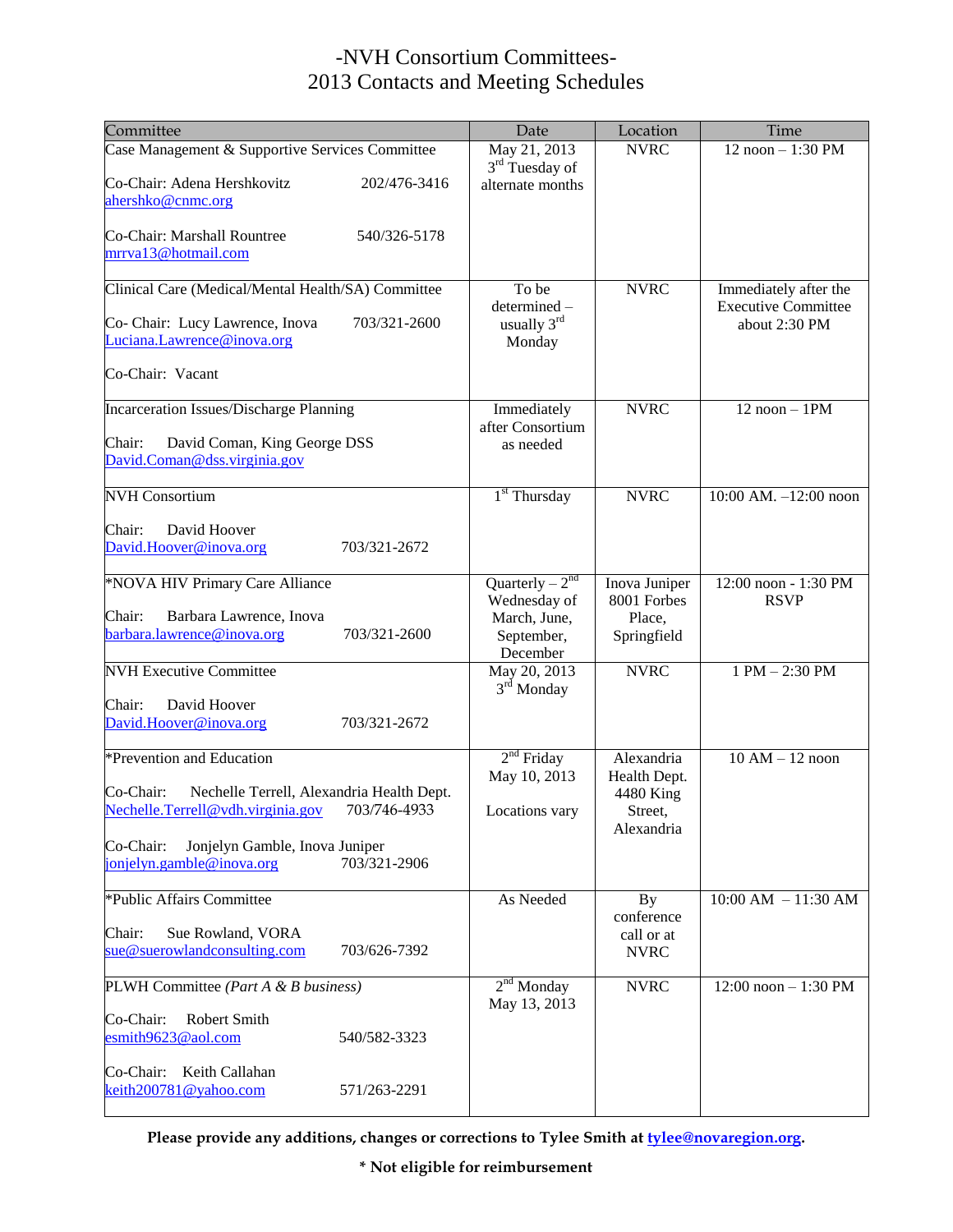# -NVH Consortium Committees-
# 2013 Contacts and Meeting Schedules

| Committee | Date | Location | Time |
|---|---|---|---|
| Case Management & Supportive Services Committee<br><br>Co-Chair: Adena Hershkovitz 202/476-3416<br>ahershko@cnmc.org<br><br>Co-Chair: Marshall Rountree 540/326-5178<br>mrrva13@hotmail.com | May 21, 2013<br>3rd Tuesday of alternate months | NVRC | 12 noon – 1:30 PM |
| Clinical Care (Medical/Mental Health/SA) Committee<br><br>Co- Chair: Lucy Lawrence, Inova 703/321-2600<br>Luciana.Lawrence@inova.org<br><br>Co-Chair: Vacant | To be determined – usually 3rd Monday | NVRC | Immediately after the Executive Committee about 2:30 PM |
| Incarceration Issues/Discharge Planning<br><br>Chair: David Coman, King George DSS<br>David.Coman@dss.virginia.gov | Immediately after Consortium as needed | NVRC | 12 noon – 1PM |
| NVH Consortium<br><br>Chair: David Hoover<br>David.Hoover@inova.org 703/321-2672 | 1st Thursday | NVRC | 10:00 AM. –12:00 noon |
| *NOVA HIV Primary Care Alliance<br><br>Chair: Barbara Lawrence, Inova<br>barbara.lawrence@inova.org 703/321-2600 | Quarterly – 2nd Wednesday of March, June, September, December | Inova Juniper 8001 Forbes Place, Springfield | 12:00 noon - 1:30 PM RSVP |
| NVH Executive Committee<br><br>Chair: David Hoover<br>David.Hoover@inova.org 703/321-2672 | May 20, 2013<br>3rd Monday | NVRC | 1 PM – 2:30 PM |
| *Prevention and Education<br><br>Co-Chair: Nechelle Terrell, Alexandria Health Dept.<br>Nechelle.Terrell@vdh.virginia.gov 703/746-4933<br><br>Co-Chair: Jonjelyn Gamble, Inova Juniper<br>jonjelyn.gamble@inova.org 703/321-2906 | 2nd Friday<br>May 10, 2013<br><br>Locations vary | Alexandria Health Dept. 4480 King Street, Alexandria | 10 AM – 12 noon |
| *Public Affairs Committee<br><br>Chair: Sue Rowland, VORA<br>sue@suerowlandconsulting.com 703/626-7392 | As Needed | By conference call or at NVRC | 10:00 AM – 11:30 AM |
| PLWH Committee *(Part A & B business)*<br><br>Co-Chair: Robert Smith<br>esmith9623@aol.com 540/582-3323<br><br>Co-Chair: Keith Callahan<br>keith200781@yahoo.com 571/263-2291 | 2nd Monday<br>May 13, 2013 | NVRC | 12:00 noon – 1:30 PM |

**Please provide any additions, changes or corrections to Tylee Smith at tylee@novaregion.org.**

**\* Not eligible for reimbursement**